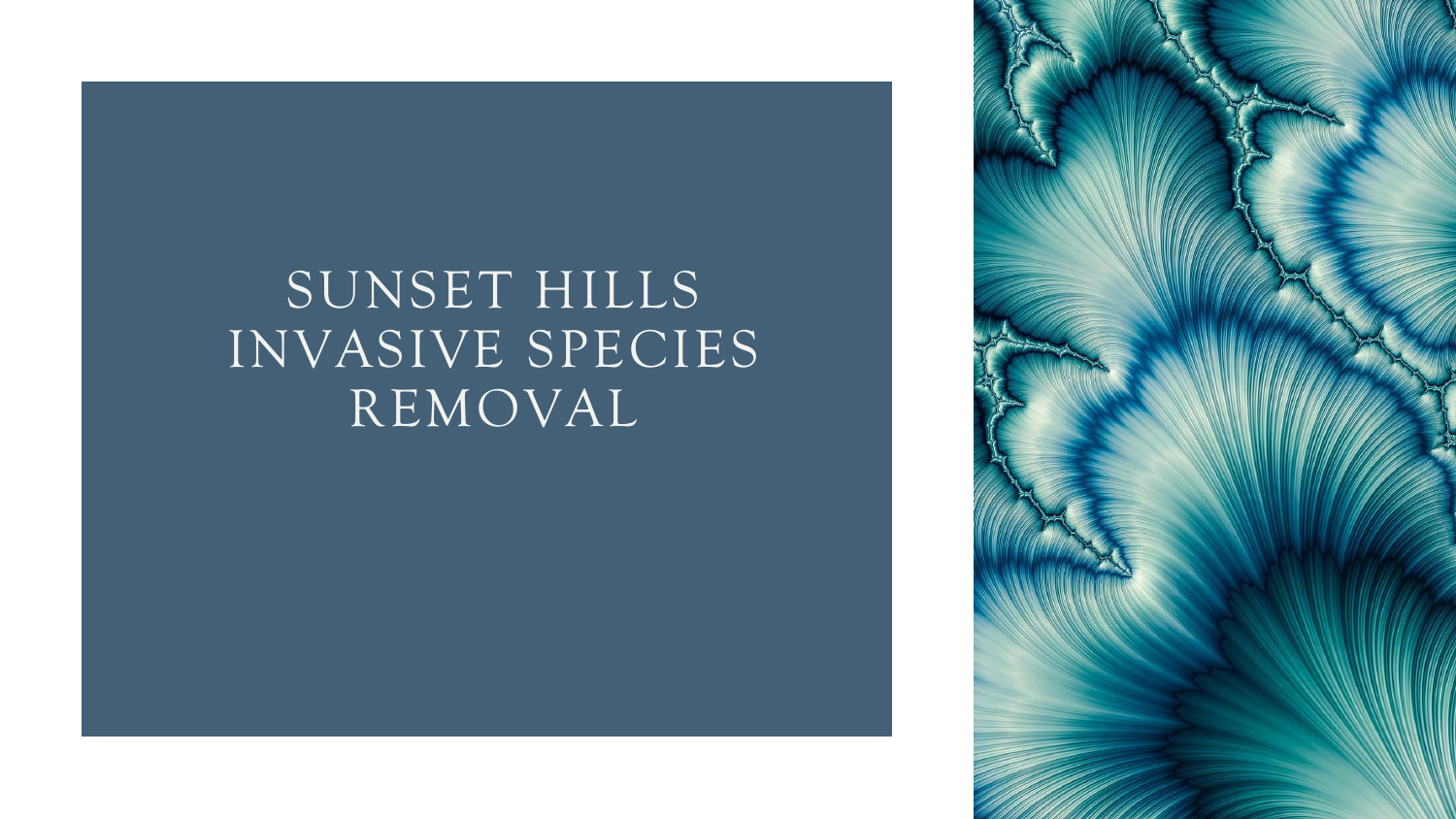# SUNSET HILLS INVASIVE SPECIES REMOVAL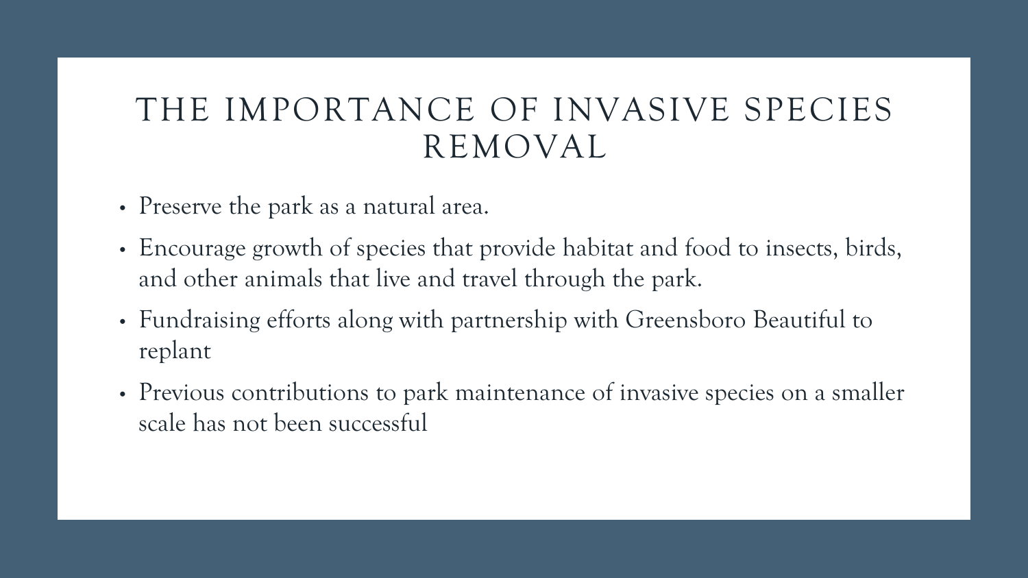# THE IMPORTANCE OF INVASIVE SPECIES REMOVAL

- Preserve the park as a natural area.
- Encourage growth of species that provide habitat and food to insects, birds, and other animals that live and travel through the park.
- Fundraising efforts along with partnership with Greensboro Beautiful to replant
- Previous contributions to park maintenance of invasive species on a smaller scale has not been successful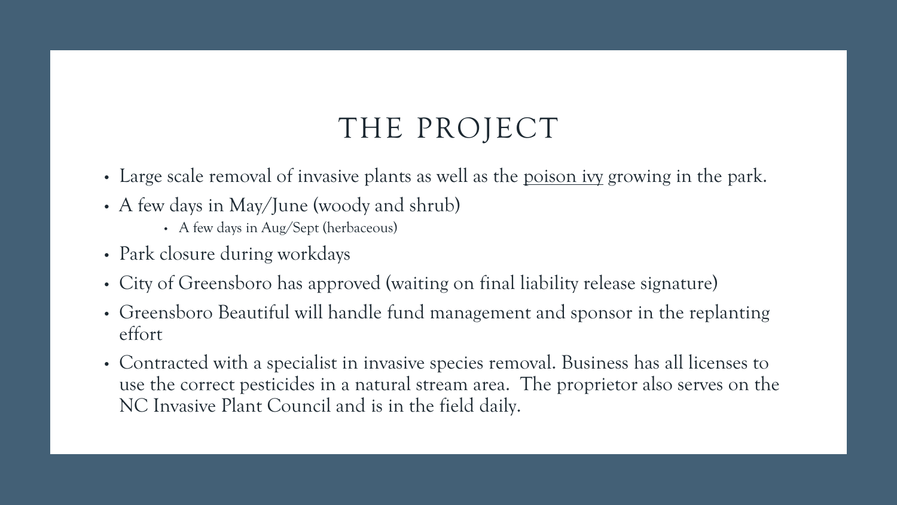# THE PROJECT

- Large scale removal of invasive plants as well as the <u>poison ivy</u> growing in the park.
- A few days in May/June (woody and shrub)
  - A few days in Aug/Sept (herbaceous)
- Park closure during workdays
- City of Greensboro has approved (waiting on final liability release signature)
- Greensboro Beautiful will handle fund management and sponsor in the replanting effort
- Contracted with a specialist in invasive species removal. Business has all licenses to use the correct pesticides in a natural stream area. The proprietor also serves on the NC Invasive Plant Council and is in the field daily.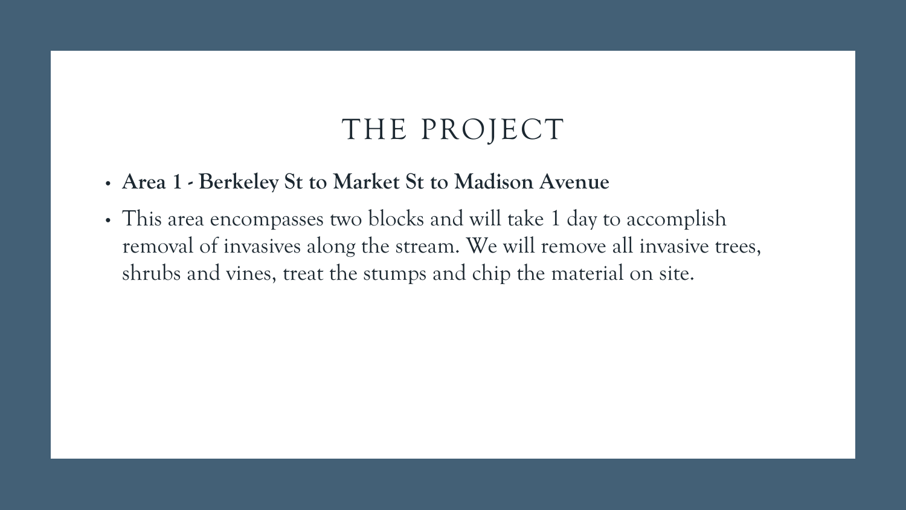# THE PROJECT

- **Area 1 - Berkeley St to Market St to Madison Avenue**
- This area encompasses two blocks and will take 1 day to accomplish removal of invasives along the stream. We will remove all invasive trees, shrubs and vines, treat the stumps and chip the material on site.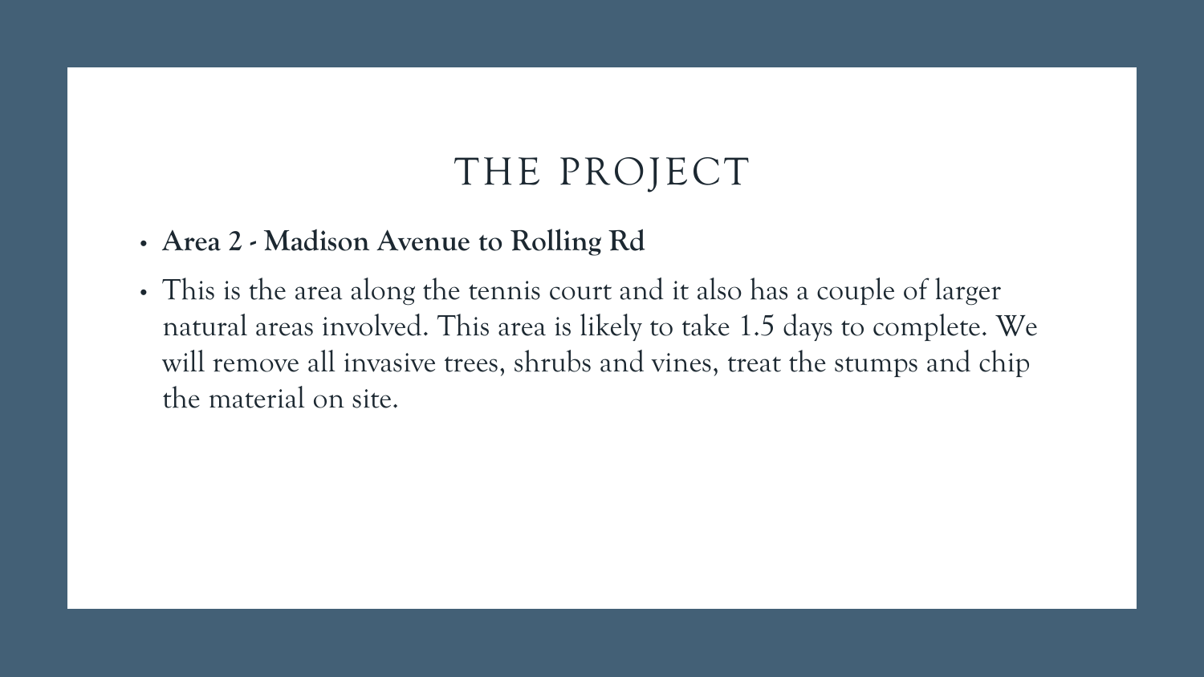# THE PROJECT

- **Area 2 - Madison Avenue to Rolling Rd**
- This is the area along the tennis court and it also has a couple of larger natural areas involved. This area is likely to take 1.5 days to complete. We will remove all invasive trees, shrubs and vines, treat the stumps and chip the material on site.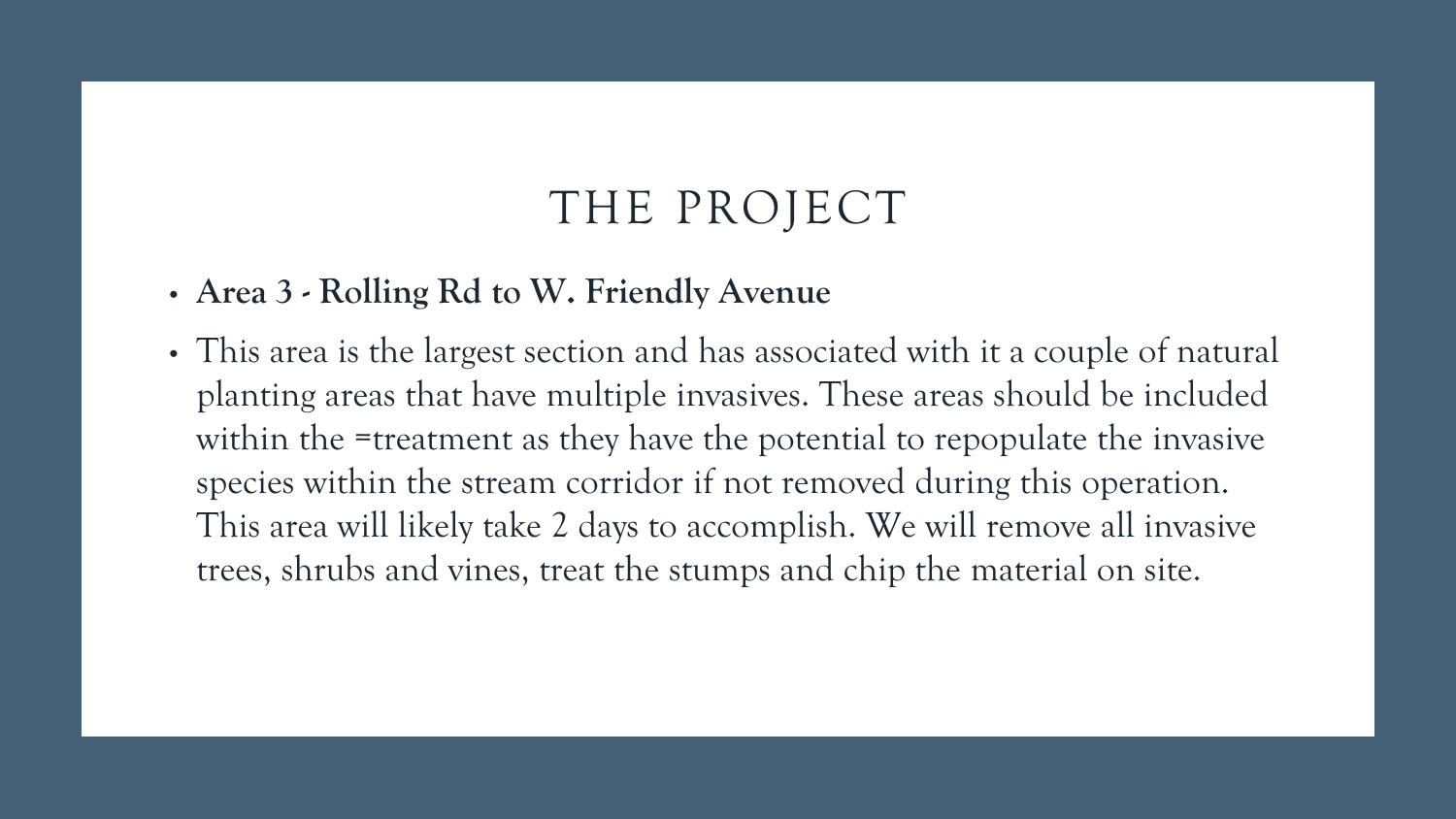# THE PROJECT

- **Area 3 - Rolling Rd to W. Friendly Avenue**
- This area is the largest section and has associated with it a couple of natural planting areas that have multiple invasives. These areas should be included within the =treatment as they have the potential to repopulate the invasive species within the stream corridor if not removed during this operation. This area will likely take 2 days to accomplish. We will remove all invasive trees, shrubs and vines, treat the stumps and chip the material on site.